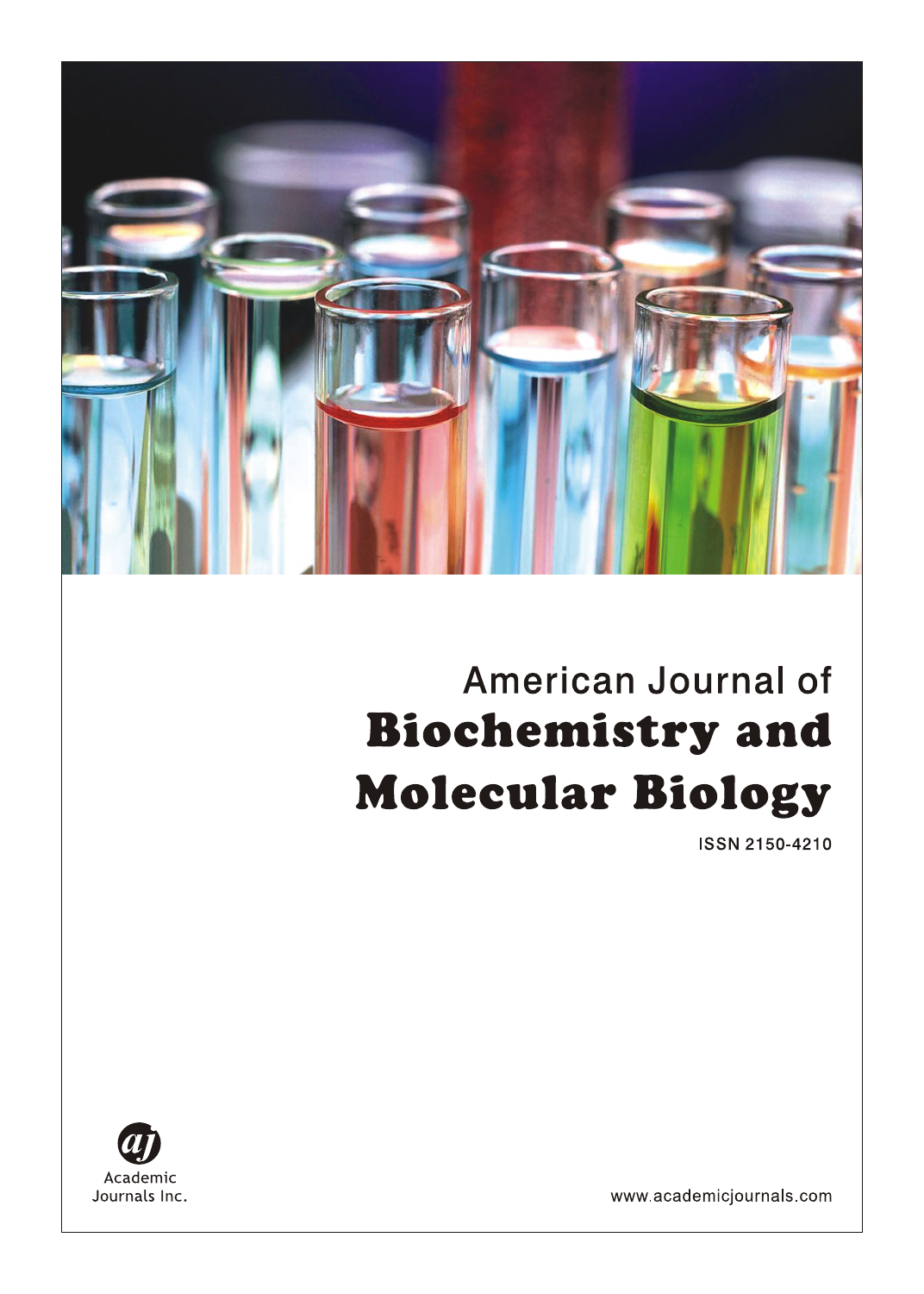American Journal of

# Biochemistry and Molecular Biology

ISSN 2150-4210

Academic Journals Inc.

www.academicjournals.com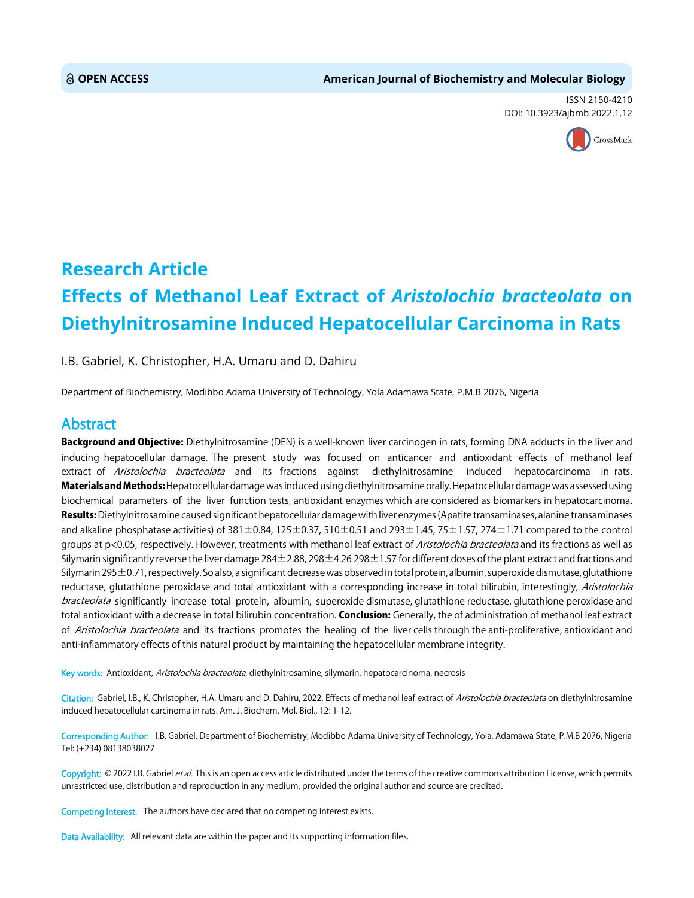Research Article

# Effects of Methanol Leaf Extract of *Aristolochia bracteolata* on Diethylnitrosamine Induced Hepatocellular Carcinoma in Rats

I.B. Gabriel, K. Christopher, H.A. Umaru and D. Dahiru

Department of Biochemistry, Modibbo Adama University of Technology, Yola Adamawa State, P.M.B 2076, Nigeria

## Abstract

**Background and Objective:** Diethylnitrosamine (DEN) is a well-known liver carcinogen in rats, forming DNA adducts in the liver and inducing hepatocellular damage. The present study was focused on anticancer and antioxidant effects of methanol leaf extract of *Aristolochia bracteolata* and its fractions against diethylnitrosamine induced hepatocarcinoma in rats. **Materials and Methods:** Hepatocellular damage was induced using diethylnitrosamine orally. Hepatocellular damage was assessed using biochemical parameters of the liver function tests, antioxidant enzymes which are considered as biomarkers in hepatocarcinoma. **Results:** Diethylnitrosamine caused significant hepatocellular damage with liver enzymes (Apatite transaminases, alanine transaminases and alkaline phosphatase activities) of 381±0.84, 125±0.37, 510±0.51 and 293±1.45, 75±1.57, 274±1.71 compared to the control groups at $p<0.05$, respectively. However, treatments with methanol leaf extract of *Aristolochia bracteolata* and its fractions as well as Silymarin significantly reverse the liver damage 284±2.88, 298±4.26 298±1.57 for different doses of the plant extract and fractions and Silymarin 295±0.71, respectively. So also, a significant decrease was observed in total protein, albumin, superoxide dismutase, glutathione reductase, glutathione peroxidase and total antioxidant with a corresponding increase in total bilirubin, interestingly, *Aristolochia bracteolata* significantly increase total protein, albumin, superoxide dismutase, glutathione reductase, glutathione peroxidase and total antioxidant with a decrease in total bilirubin concentration. **Conclusion:** Generally, the of administration of methanol leaf extract of *Aristolochia bracteolata* and its fractions promotes the healing of the liver cells through the anti-proliferative, antioxidant and anti-inflammatory effects of this natural product by maintaining the hepatocellular membrane integrity.

**Key words:** Antioxidant, *Aristolochia bracteolata*, diethylnitrosamine, silymarin, hepatocarcinoma, necrosis

**Citation:** Gabriel, I.B., K. Christopher, H.A. Umaru and D. Dahiru, 2022. Effects of methanol leaf extract of *Aristolochia bracteolata* on diethylnitrosamine induced hepatocellular carcinoma in rats. Am. J. Biochem. Mol. Biol., 12: 1-12.

**Corresponding Author:** I.B. Gabriel, Department of Biochemistry, Modibbo Adama University of Technology, Yola, Adamawa State, P.M.B 2076, Nigeria Tel: (+234) 08138038027

**Copyright:** © 2022 I.B. Gabriel *et al.* This is an open access article distributed under the terms of the creative commons attribution License, which permits unrestricted use, distribution and reproduction in any medium, provided the original author and source are credited.

**Competing Interest:** The authors have declared that no competing interest exists.

**Data Availability:** All relevant data are within the paper and its supporting information files.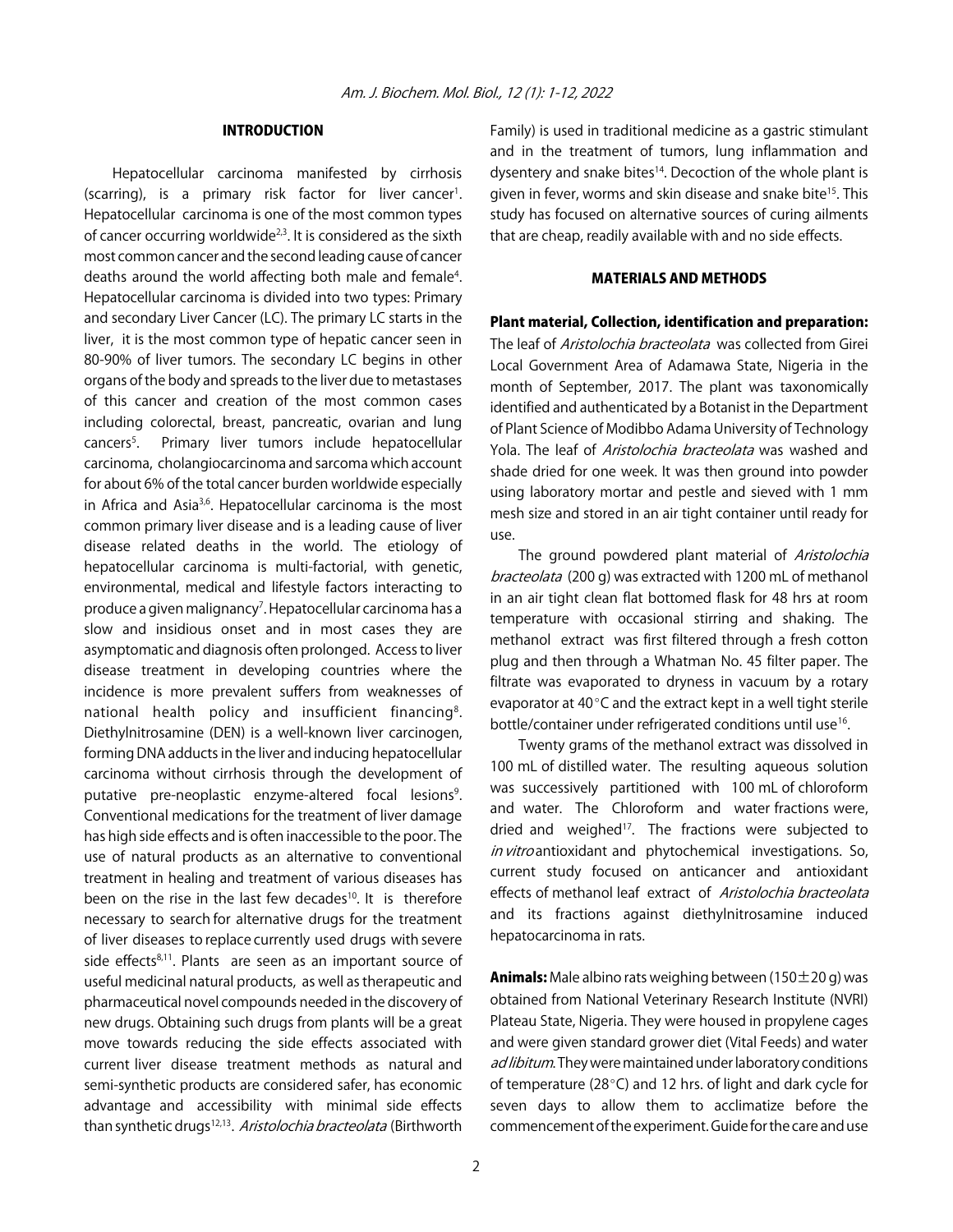## INTRODUCTION

Hepatocellular carcinoma manifested by cirrhosis (scarring), is a primary risk factor for liver cancer[1]. Hepatocellular carcinoma is one of the most common types of cancer occurring worldwide[2,3]. It is considered as the sixth most common cancer and the second leading cause of cancer deaths around the world affecting both male and female[4]. Hepatocellular carcinoma is divided into two types: Primary and secondary Liver Cancer (LC). The primary LC starts in the liver, it is the most common type of hepatic cancer seen in 80-90% of liver tumors. The secondary LC begins in other organs of the body and spreads to the liver due to metastases of this cancer and creation of the most common cases including colorectal, breast, pancreatic, ovarian and lung cancers[5]. Primary liver tumors include hepatocellular carcinoma, cholangiocarcinoma and sarcoma which account for about 6% of the total cancer burden worldwide especially in Africa and Asia[3,6]. Hepatocellular carcinoma is the most common primary liver disease and is a leading cause of liver disease related deaths in the world. The etiology of hepatocellular carcinoma is multi-factorial, with genetic, environmental, medical and lifestyle factors interacting to produce a given malignancy[7]. Hepatocellular carcinoma has a slow and insidious onset and in most cases they are asymptomatic and diagnosis often prolonged. Access to liver disease treatment in developing countries where the incidence is more prevalent suffers from weaknesses of national health policy and insufficient financing[8]. Diethylnitrosamine (DEN) is a well-known liver carcinogen, forming DNA adducts in the liver and inducing hepatocellular carcinoma without cirrhosis through the development of putative pre-neoplastic enzyme-altered focal lesions[9]. Conventional medications for the treatment of liver damage has high side effects and is often inaccessible to the poor. The use of natural products as an alternative to conventional treatment in healing and treatment of various diseases has been on the rise in the last few decades[10]. It is therefore necessary to search for alternative drugs for the treatment of liver diseases to replace currently used drugs with severe side effects[8,11]. Plants are seen as an important source of useful medicinal natural products, as well as therapeutic and pharmaceutical novel compounds needed in the discovery of new drugs. Obtaining such drugs from plants will be a great move towards reducing the side effects associated with current liver disease treatment methods as natural and semi-synthetic products are considered safer, has economic advantage and accessibility with minimal side effects than synthetic drugs[12,13]. *Aristolochia bracteolata* (Birthworth Family) is used in traditional medicine as a gastric stimulant and in the treatment of tumors, lung inflammation and dysentery and snake bites[14]. Decoction of the whole plant is given in fever, worms and skin disease and snake bite[15]. This study has focused on alternative sources of curing ailments that are cheap, readily available with and no side effects.

## MATERIALS AND METHODS

**Plant material, Collection, identification and preparation:** The leaf of *Aristolochia bracteolata* was collected from Girei Local Government Area of Adamawa State, Nigeria in the month of September, 2017. The plant was taxonomically identified and authenticated by a Botanist in the Department of Plant Science of Modibbo Adama University of Technology Yola. The leaf of *Aristolochia bracteolata* was washed and shade dried for one week. It was then ground into powder using laboratory mortar and pestle and sieved with 1 mm mesh size and stored in an air tight container until ready for use.

The ground powdered plant material of *Aristolochia bracteolata* (200 g) was extracted with 1200 mL of methanol in an air tight clean flat bottomed flask for 48 hrs at room temperature with occasional stirring and shaking. The methanol extract was first filtered through a fresh cotton plug and then through a Whatman No. 45 filter paper. The filtrate was evaporated to dryness in vacuum by a rotary evaporator at 40°C and the extract kept in a well tight sterile bottle/container under refrigerated conditions until use[16].

Twenty grams of the methanol extract was dissolved in 100 mL of distilled water. The resulting aqueous solution was successively partitioned with 100 mL of chloroform and water. The Chloroform and water fractions were, dried and weighed[17]. The fractions were subjected to *in vitro* antioxidant and phytochemical investigations. So, current study focused on anticancer and antioxidant effects of methanol leaf extract of *Aristolochia bracteolata* and its fractions against diethylnitrosamine induced hepatocarcinoma in rats.

**Animals:** Male albino rats weighing between (150±20 g) was obtained from National Veterinary Research Institute (NVRI) Plateau State, Nigeria. They were housed in propylene cages and were given standard grower diet (Vital Feeds) and water *ad libitum*. They were maintained under laboratory conditions of temperature (28°C) and 12 hrs. of light and dark cycle for seven days to allow them to acclimatize before the commencement of the experiment. Guide for the care and use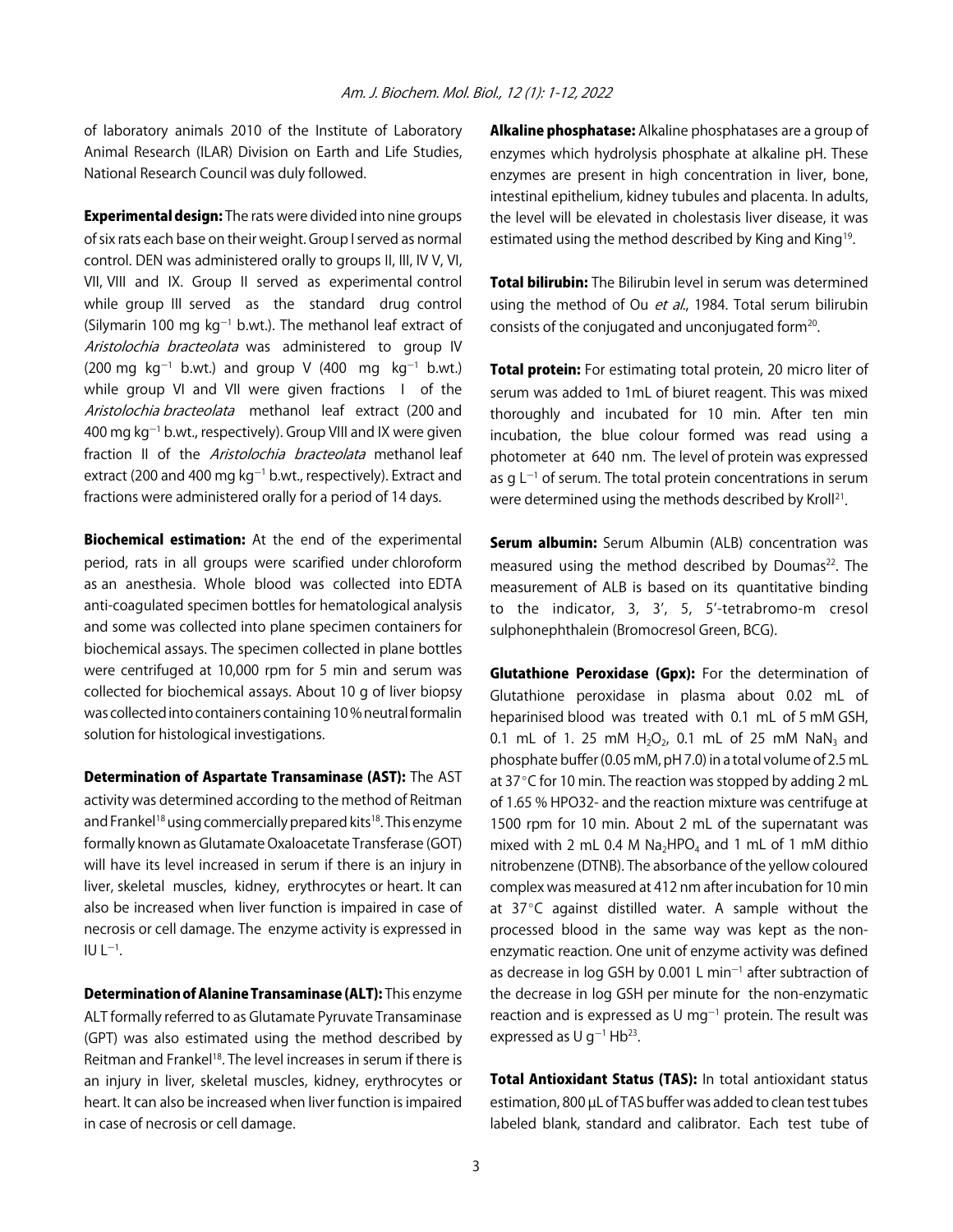of laboratory animals 2010 of the Institute of Laboratory Animal Research (ILAR) Division on Earth and Life Studies, National Research Council was duly followed.

**Experimental design:** The rats were divided into nine groups of six rats each base on their weight. Group I served as normal control. DEN was administered orally to groups II, III, IV V, VI, VII, VIII and IX. Group II served as experimental control while group III served as the standard drug control (Silymarin 100 mg $kg^{-1}$ b.wt.). The methanol leaf extract of *Aristolochia bracteolata* was administered to group IV (200 mg $kg^{-1}$ b.wt.) and group V (400 mg $kg^{-1}$ b.wt.) while group VI and VII were given fractions I of the *Aristolochia bracteolata* methanol leaf extract (200 and 400 mg $kg^{-1}$ b.wt., respectively). Group VIII and IX were given fraction II of the *Aristolochia bracteolata* methanol leaf extract (200 and 400 mg $kg^{-1}$ b.wt., respectively). Extract and fractions were administered orally for a period of 14 days.

**Biochemical estimation:** At the end of the experimental period, rats in all groups were scarified under chloroform as an anesthesia. Whole blood was collected into EDTA anti-coagulated specimen bottles for hematological analysis and some was collected into plane specimen containers for biochemical assays. The specimen collected in plane bottles were centrifuged at 10,000 rpm for 5 min and serum was collected for biochemical assays. About 10 g of liver biopsy was collected into containers containing 10% neutral formalin solution for histological investigations.

**Determination of Aspartate Transaminase (AST):** The AST activity was determined according to the method of Reitman and Frankel[18] using commercially prepared kits[18]. This enzyme formally known as Glutamate Oxaloacetate Transferase (GOT) will have its level increased in serum if there is an injury in liver, skeletal muscles, kidney, erythrocytes or heart. It can also be increased when liver function is impaired in case of necrosis or cell damage. The enzyme activity is expressed in IU $L^{-1}$.

**Determination of Alanine Transaminase (ALT):** This enzyme ALT formally referred to as Glutamate Pyruvate Transaminase (GPT) was also estimated using the method described by Reitman and Frankel[18]. The level increases in serum if there is an injury in liver, skeletal muscles, kidney, erythrocytes or heart. It can also be increased when liver function is impaired in case of necrosis or cell damage.

**Alkaline phosphatase:** Alkaline phosphatases are a group of enzymes which hydrolysis phosphate at alkaline pH. These enzymes are present in high concentration in liver, bone, intestinal epithelium, kidney tubules and placenta. In adults, the level will be elevated in cholestasis liver disease, it was estimated using the method described by King and King[19].

**Total bilirubin:** The Bilirubin level in serum was determined using the method of Ou *et al*., 1984. Total serum bilirubin consists of the conjugated and unconjugated form[20].

**Total protein:** For estimating total protein, 20 micro liter of serum was added to 1mL of biuret reagent. This was mixed thoroughly and incubated for 10 min. After ten min incubation, the blue colour formed was read using a photometer at 640 nm. The level of protein was expressed as g $L^{-1}$ of serum. The total protein concentrations in serum were determined using the methods described by Kroll[21].

**Serum albumin:** Serum Albumin (ALB) concentration was measured using the method described by Doumas[22]. The measurement of ALB is based on its quantitative binding to the indicator, 3, 3', 5, 5'-tetrabromo-m cresol sulphonephthalein (Bromocresol Green, BCG).

**Glutathione Peroxidase (Gpx):** For the determination of Glutathione peroxidase in plasma about 0.02 mL of heparinised blood was treated with 0.1 mL of 5 mM GSH, 0.1 mL of 1. 25 mM $H_2O_2$, 0.1 mL of 25 mM $NaN_3$ and phosphate buffer (0.05 mM, pH 7.0) in a total volume of 2.5 mL at 37°C for 10 min. The reaction was stopped by adding 2 mL of 1.65 % HPO32- and the reaction mixture was centrifuge at 1500 rpm for 10 min. About 2 mL of the supernatant was mixed with 2 mL 0.4 M $Na_2HPO_4$ and 1 mL of 1 mM dithio nitrobenzene (DTNB). The absorbance of the yellow coloured complex was measured at 412 nm after incubation for 10 min at 37°C against distilled water. A sample without the processed blood in the same way was kept as the non-enzymatic reaction. One unit of enzyme activity was defined as decrease in log GSH by 0.001 L $min^{-1}$ after subtraction of the decrease in log GSH per minute for the non-enzymatic reaction and is expressed as U $mg^{-1}$ protein. The result was expressed as U $g^{-1}$ Hb[23].

**Total Antioxidant Status (TAS):** In total antioxidant status estimation, 800 µL of TAS buffer was added to clean test tubes labeled blank, standard and calibrator. Each test tube of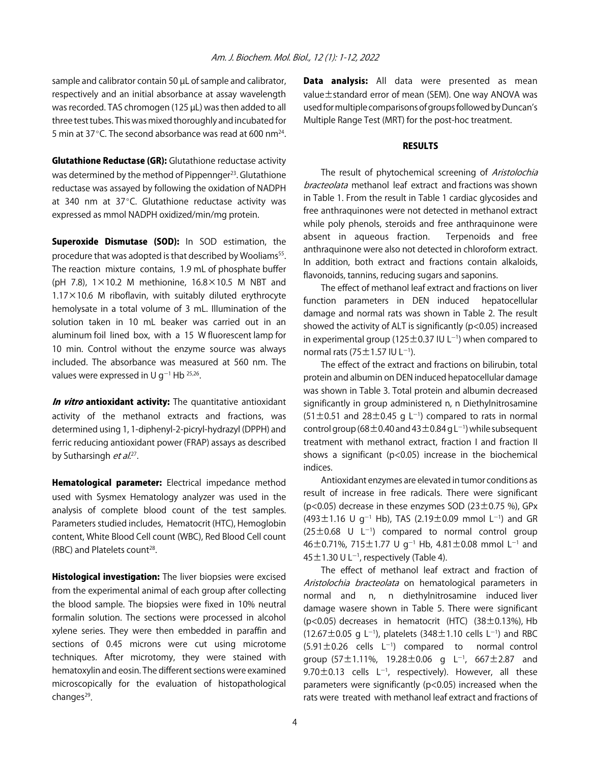sample and calibrator contain 50 µL of sample and calibrator, respectively and an initial absorbance at assay wavelength was recorded. TAS chromogen (125 µL) was then added to all three test tubes. This was mixed thoroughly and incubated for 5 min at 37°C. The second absorbance was read at 600 nm[24].

**Glutathione Reductase (GR):** Glutathione reductase activity was determined by the method of Pippennger[23]. Glutathione reductase was assayed by following the oxidation of NADPH at 340 nm at 37°C. Glutathione reductase activity was expressed as mmol NADPH oxidized/min/mg protein.

**Superoxide Dismutase (SOD):** In SOD estimation, the procedure that was adopted is that described by Wooliams[55]. The reaction mixture contains, 1.9 mL of phosphate buffer (pH 7.8), $1\times10.2$ M methionine, $16.8\times10.5$ M NBT and $1.17\times10.6$ M riboflavin, with suitably diluted erythrocyte hemolysate in a total volume of 3 mL. Illumination of the solution taken in 10 mL beaker was carried out in an aluminum foil lined box, with a 15 W fluorescent lamp for 10 min. Control without the enzyme source was always included. The absorbance was measured at 560 nm. The values were expressed in U $g^{-1}$ Hb [25,26].

***In vitro* antioxidant activity:** The quantitative antioxidant activity of the methanol extracts and fractions, was determined using 1, 1-diphenyl-2-picryl-hydrazyl (DPPH) and ferric reducing antioxidant power (FRAP) assays as described by Sutharsingh *et al.*[27].

**Hematological parameter:** Electrical impedance method used with Sysmex Hematology analyzer was used in the analysis of complete blood count of the test samples. Parameters studied includes, Hematocrit (HTC), Hemoglobin content, White Blood Cell count (WBC), Red Blood Cell count (RBC) and Platelets count[28].

**Histological investigation:** The liver biopsies were excised from the experimental animal of each group after collecting the blood sample. The biopsies were fixed in 10% neutral formalin solution. The sections were processed in alcohol xylene series. They were then embedded in paraffin and sections of 0.45 microns were cut using microtome techniques. After microtomy, they were stained with hematoxylin and eosin. The different sections were examined microscopically for the evaluation of histopathological changes[29].

**Data analysis:** All data were presented as mean value±standard error of mean (SEM). One way ANOVA was used for multiple comparisons of groups followed by Duncan's Multiple Range Test (MRT) for the post-hoc treatment.

## RESULTS

The result of phytochemical screening of *Aristolochia bracteolata* methanol leaf extract and fractions was shown in Table 1. From the result in Table 1 cardiac glycosides and free anthraquinones were not detected in methanol extract while poly phenols, steroids and free anthraquinone were absent in aqueous fraction. Terpenoids and free anthraquinone were also not detected in chloroform extract. In addition, both extract and fractions contain alkaloids, flavonoids, tannins, reducing sugars and saponins.

The effect of methanol leaf extract and fractions on liver function parameters in DEN induced hepatocellular damage and normal rats was shown in Table 2. The result showed the activity of ALT is significantly ($p<0.05$) increased in experimental group (125±0.37 IU $L^{-1}$) when compared to normal rats (75±1.57 IU $L^{-1}$).

The effect of the extract and fractions on bilirubin, total protein and albumin on DEN induced hepatocellular damage was shown in Table 3. Total protein and albumin decreased significantly in group administered n, n Diethylnitrosamine (51±0.51 and 28±0.45 g $L^{-1}$) compared to rats in normal control group (68±0.40 and 43±0.84 g $L^{-1}$) while subsequent treatment with methanol extract, fraction I and fraction II shows a significant ($p<0.05$) increase in the biochemical indices.

Antioxidant enzymes are elevated in tumor conditions as result of increase in free radicals. There were significant ($p<0.05$) decrease in these enzymes SOD (23±0.75 %), GPx (493±1.16 U $g^{-1}$ Hb), TAS (2.19±0.09 mmol $L^{-1}$) and GR (25±0.68 U $L^{-1}$) compared to normal control group 46±0.71%, 715±1.77 U $g^{-1}$ Hb, 4.81±0.08 mmol $L^{-1}$ and 45±1.30 U $L^{-1}$, respectively (Table 4).

The effect of methanol leaf extract and fraction of *Aristolochia bracteolata* on hematological parameters in normal and n, n diethylnitrosamine induced liver damage wasere shown in Table 5. There were significant ($p<0.05$) decreases in hematocrit (HTC) (38±0.13%), Hb (12.67±0.05 g $L^{-1}$), platelets (348±1.10 cells $L^{-1}$) and RBC (5.91±0.26 cells $L^{-1}$) compared to normal control group (57±1.11%, 19.28±0.06 g $L^{-1}$, 667±2.87 and 9.70±0.13 cells $L^{-1}$, respectively). However, all these parameters were significantly ($p<0.05$) increased when the rats were treated with methanol leaf extract and fractions of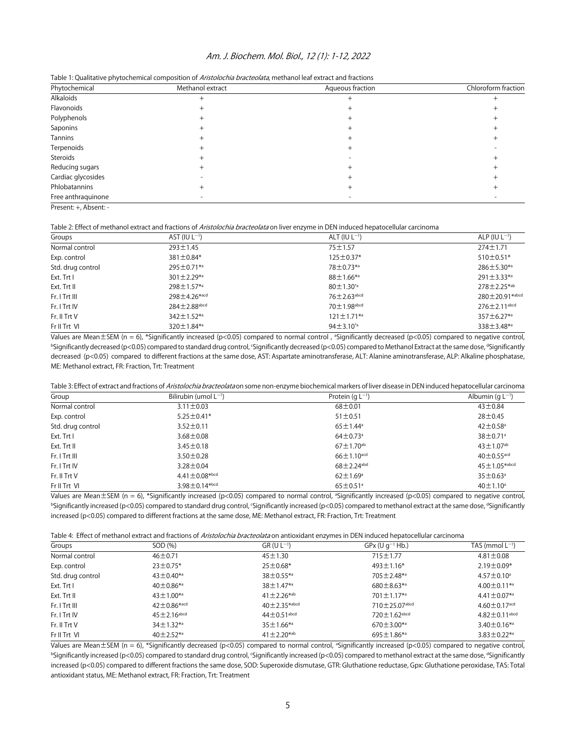Table 1: Qualitative phytochemical composition of *Aristolochia bracteolata*, methanol leaf extract and fractions

| Phytochemical | Methanol extract | Aqueous fraction | Chloroform fraction |
|---|---|---|---|
| Alkaloids | + | + | + |
| Flavonoids | + | + | + |
| Polyphenols | + | + | + |
| Saponins | + | + | + |
| Tannins | + | + | + |
| Terpenoids | + | + | - |
| Steroids | + | - | + |
| Reducing sugars | + | + | + |
| Cardiac glycosides | - | + | + |
| Phlobatannins | + | + | + |
| Free anthraquinone | - | - | - |

Present: +, Absent: -

Table 2: Effect of methanol extract and fractions of *Aristolochia bracteolata* on liver enzyme in DEN induced hepatocellular carcinoma

| Groups | AST (IU $L^{-1}$) | ALT (IU $L^{-1}$) | ALP (IU $L^{-1}$) |
|---|---|---|---|
| Normal control | 293±1.45 | 75±1.57 | 274±1.71 |
| Exp. control | 381±0.84* | 125±0.37* | 510±0.51* |
| Std. drug control | 295±0.71*[a] | 78±0.73*[a] | 286±5.30*[a] |
| Ext. Trt I | 301±2.29*[a] | 88±1.66*[a] | 291±3.33*[a] |
| Ext. Trt II | 298±1.57*[a] | 80±1.30*[a] | 278±2.25*[ab] |
| Fr. I Trt III | 298±4.26*[acd] | 76±2.63[abcd] | 280±20.91*[abcd] |
| Fr. I Trt IV | 284±2.88[abcd] | 70±1.98[abcd] | 276±2.11[abcd] |
| Fr. II Trt V | 342±1.52*[a] | 121±1.71*[a] | 357±6.27*[a] |
| Fr II Trt VI | 320±1.84*[a] | 94±3.10*[a] | 338±3.48*[a] |

Values are Mean±SEM (n = 6), *Significantly increased (p<0.05) compared to normal control , [a]Significantly decreased (p<0.05) compared to negative control, [b]Significantly decreased (p<0.05) compared to standard drug control, [c]Significantly decreased (p<0.05) compared to Methanol Extract at the same dose, [d]Significantly decreased (p<0.05) compared to different fractions at the same dose, AST: Aspartate aminotransferase, ALT: Alanine aminotransferase, ALP: Alkaline phosphatase, ME: Methanol extract, FR: Fraction, Trt: Treatment

Table 3: Effect of extract and fractions of *Aristolochia bracteolata* on some non-enzyme biochemical markers of liver disease in DEN induced hepatocellular carcinoma

| Group | Bilirubin (umol $L^{-1}$) | Protein (g $L^{-1}$) | Albumin (g $L^{-1}$) |
|---|---|---|---|
| Normal control | 3.11±0.03 | 68±0.01 | 43±0.84 |
| Exp. control | 5.25±0.41* | 51±0.51 | 28±0.45 |
| Std. drug control | 3.52±0.11 | 65±1.44[a] | 42±0.58[a] |
| Ext. Trt I | 3.68±0.08 | 64±0.73[a] | 38±0.71[a] |
| Ext. Trt II | 3.45±0.18 | 67±1.70[ab] | 43±1.07[ab] |
| Fr. I Trt III | 3.50±0.28 | 66±1.10[acd] | 40±0.55[acd] |
| Fr. I Trt IV | 3.28±0.04 | 68±2.24[abd] | 45±1.05*[abcd] |
| Fr. II Trt V | 4.41±0.08*[bcd] | 62±1.69[a] | 35±0.63[a] |
| Fr II Trt VI | 3.98±0.14*[bcd] | 65±0.51[a] | 40±1.10[a] |

Values are Mean±SEM (n = 6), *Significantly increased (p<0.05) compared to normal control, [a]Significantly increased (p<0.05) compared to negative control, [b]Significantly increased (p<0.05) compared to standard drug control, [c]Significantly increased (p<0.05) compared to methanol extract at the same dose, [d]Significantly increased (p<0.05) compared to different fractions at the same dose, ME: Methanol extract, FR: Fraction, Trt: Treatment

Table 4: Effect of methanol extract and fractions of *Aristolochia bracteolata* on antioxidant enzymes in DEN induced hepatocellular carcinoma

| Groups | SOD (%) | GR (U $L^{-1}$) | GPx (U $g^{-1}$ Hb.) | TAS (mmol $L^{-1}$) |
|---|---|---|---|---|
| Normal control | 46±0.71 | 45±1.30 | 715±1.77 | 4.81±0.08 |
| Exp. control | 23±0.75* | 25±0.68* | 493±1.16* | 2.19±0.09* |
| Std. drug control | 43±0.40*[a] | 38±0.55*[a] | 705±2.48*[a] | 4.57±0.10[a] |
| Ext. Trt I | 40±0.86*[a] | 38±1.47*[a] | 680±8.63*[a] | 4.00±0.11*[a] |
| Ext. Trt II | 43±1.00*[a] | 41±2.26*[ab] | 701±1.17*[a] | 4.41±0.07*[a] |
| Fr. I Trt III | 42±0.86*[acd] | 40±2.35*[abcd] | 710±25.07[abcd] | 4.60±0.17[acd] |
| Fr. I Trt IV | 45±2.16[abcd] | 44±0.51[abcd] | 720±1.62[abcd] | 4.82±0.11[abcd] |
| Fr. II Trt V | 34±1.32*[a] | 35±1.66*[a] | 670±3.00*[a] | 3.40±0.16*[a] |
| Fr II Trt VI | 40±2.52*[a] | 41±2.20*[ab] | 695±1.86*[a] | 3.83±0.22*[a] |

Values are Mean±SEM (n = 6), *Significantly decreased (p<0.05) compared to normal control, [a]Significantly increased (p<0.05) compared to negative control, [b]Significantly increased (p<0.05) compared to standard drug control, [c]Significantly increased (p<0.05) compared to methanol extract at the same dose, [d]Significantly increased (p<0.05) compared to different fractions the same dose, SOD: Superoxide dismutase, GTR: Gluthatione reductase, Gpx: Gluthatione peroxidase, TAS: Total antioxidant status, ME: Methanol extract, FR: Fraction, Trt: Treatment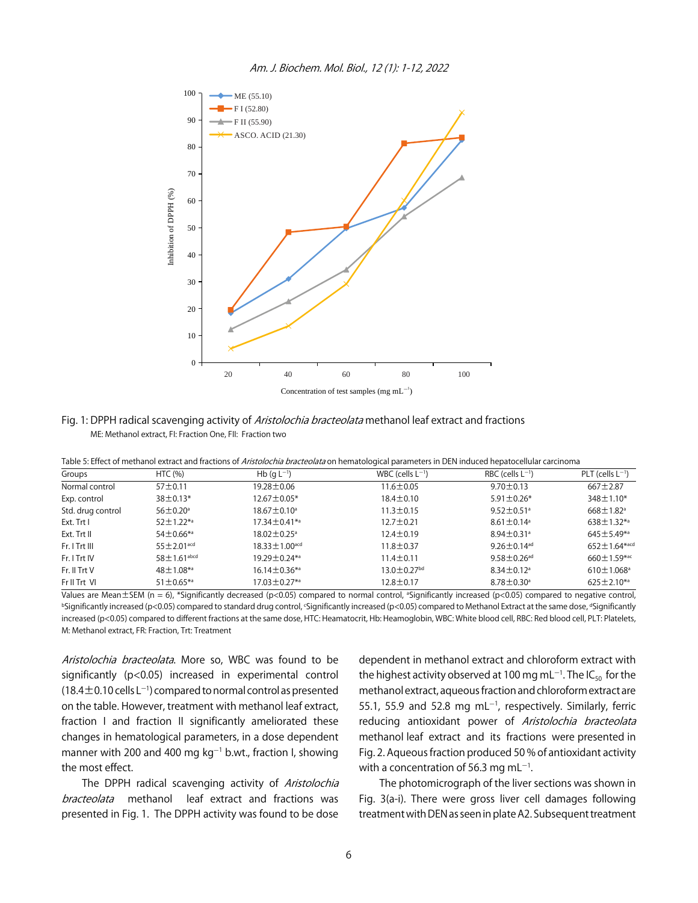Fig. 1: DPPH radical scavenging activity of *Aristolochia bracteolata* methanol leaf extract and fractions

ME: Methanol extract, FI: Fraction One, FII: Fraction two

Table 5: Effect of methanol extract and fractions of *Aristolochia bracteolata* on hematological parameters in DEN induced hepatocellular carcinoma

| Groups | HTC (%) | Hb (g $L^{-1}$) | WBC (cells $L^{-1}$) | RBC (cells $L^{-1}$) | PLT (cells $L^{-1}$) |
|---|---|---|---|---|---|
| Normal control | 57±0.11 | 19.28±0.06 | 11.6±0.05 | 9.70±0.13 | 667±2.87 |
| Exp. control | 38±0.13* | 12.67±0.05* | 18.4±0.10 | 5.91±0.26* | 348±1.10* |
| Std. drug control | 56±0.20[a] | 18.67±0.10[a] | 11.3±0.15 | 9.52±0.51[a] | 668±1.82[a] |
| Ext. Trt I | 52±1.22*[a] | 17.34±0.41*[a] | 12.7±0.21 | 8.61±0.14[a] | 638±1.32*[a] |
| Ext. Trt II | 54±0.66*[a] | 18.02±0.25[a] | 12.4±0.19 | 8.94±0.31[a] | 645±5.49*[a] |
| Fr. I Trt III | 55±2.01[acd] | 18.33±1.00[acd] | 11.8±0.37 | 9.26±0.14[ad] | 652±1.64*[acd] |
| Fr. I Trt IV | 58±1.61[abcd] | 19.29±0.24*[a] | 11.4±0.11 | 9.58±0.26[ad] | 660±1.59*[ac] |
| Fr. II Trt V | 48±1.08*[a] | 16.14±0.36*[a] | 13.0±0.27[bd] | 8.34±0.12[a] | 610±1.068[a] |
| Fr II Trt VI | 51±0.65*[a] | 17.03±0.27*[a] | 12.8±0.17 | 8.78±0.30[a] | 625±2.10*[a] |

Values are Mean±SEM (n = 6), *Significantly decreased ($p<0.05$) compared to normal control, [a]Significantly increased ($p<0.05$) compared to negative control, [b]Significantly increased ($p<0.05$) compared to standard drug control, [c]Significantly increased ($p<0.05$) compared to Methanol Extract at the same dose, [d]Significantly increased ($p<0.05$) compared to different fractions at the same dose, HTC: Heamatocrit, Hb: Heamoglobin, WBC: White blood cell, RBC: Red blood cell, PLT: Platelets, M: Methanol extract, FR: Fraction, Trt: Treatment

*Aristolochia bracteolata*. More so, WBC was found to be significantly ($p<0.05$) increased in experimental control (18.4±0.10 cells $L^{-1}$) compared to normal control as presented on the table. However, treatment with methanol leaf extract, fraction I and fraction II significantly ameliorated these changes in hematological parameters, in a dose dependent manner with 200 and 400 mg $kg^{-1}$ b.wt., fraction I, showing the most effect.

The DPPH radical scavenging activity of *Aristolochia bracteolata* methanol leaf extract and fractions was presented in Fig. 1. The DPPH activity was found to be dose dependent in methanol extract and chloroform extract with the highest activity observed at 100 mg $mL^{-1}$. The $IC_{50}$ for the methanol extract, aqueous fraction and chloroform extract are 55.1, 55.9 and 52.8 mg $mL^{-1}$, respectively. Similarly, ferric reducing antioxidant power of *Aristolochia bracteolata* methanol leaf extract and its fractions were presented in Fig. 2. Aqueous fraction produced 50 % of antioxidant activity with a concentration of 56.3 mg $mL^{-1}$.

The photomicrograph of the liver sections was shown in Fig. 3(a-i). There were gross liver cell damages following treatment with DEN as seen in plate A2. Subsequent treatment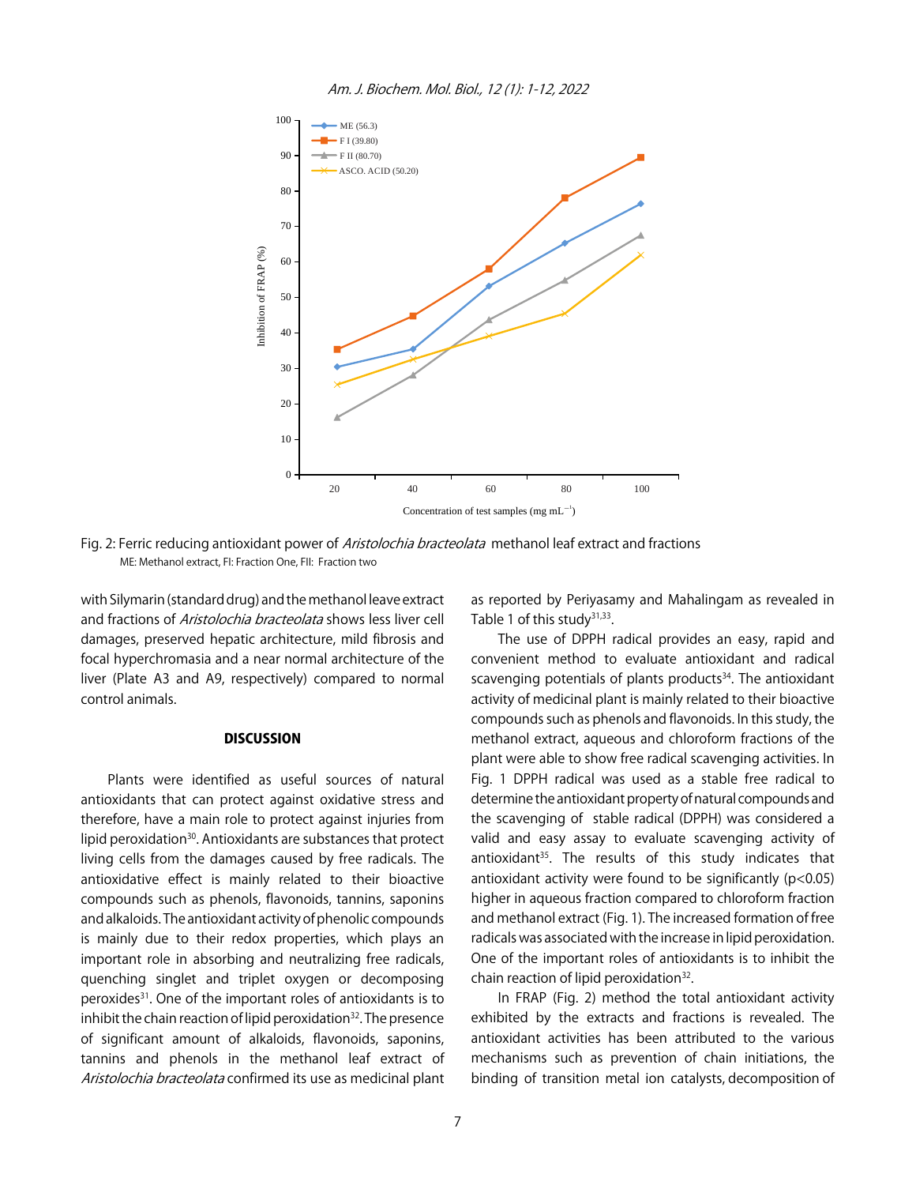Fig. 2: Ferric reducing antioxidant power of *Aristolochia bracteolata* methanol leaf extract and fractions
ME: Methanol extract, FI: Fraction One, FII: Fraction two

with Silymarin (standard drug) and the methanol leave extract and fractions of *Aristolochia bracteolata* shows less liver cell damages, preserved hepatic architecture, mild fibrosis and focal hyperchromasia and a near normal architecture of the liver (Plate A3 and A9, respectively) compared to normal control animals.

## DISCUSSION

Plants were identified as useful sources of natural antioxidants that can protect against oxidative stress and therefore, have a main role to protect against injuries from lipid peroxidation[30]. Antioxidants are substances that protect living cells from the damages caused by free radicals. The antioxidative effect is mainly related to their bioactive compounds such as phenols, flavonoids, tannins, saponins and alkaloids. The antioxidant activity of phenolic compounds is mainly due to their redox properties, which plays an important role in absorbing and neutralizing free radicals, quenching singlet and triplet oxygen or decomposing peroxides[31]. One of the important roles of antioxidants is to inhibit the chain reaction of lipid peroxidation[32]. The presence of significant amount of alkaloids, flavonoids, saponins, tannins and phenols in the methanol leaf extract of *Aristolochia bracteolata* confirmed its use as medicinal plant as reported by Periyasamy and Mahalingam as revealed in Table 1 of this study[31,33].

The use of DPPH radical provides an easy, rapid and convenient method to evaluate antioxidant and radical scavenging potentials of plants products[34]. The antioxidant activity of medicinal plant is mainly related to their bioactive compounds such as phenols and flavonoids. In this study, the methanol extract, aqueous and chloroform fractions of the plant were able to show free radical scavenging activities. In Fig. 1 DPPH radical was used as a stable free radical to determine the antioxidant property of natural compounds and the scavenging of stable radical (DPPH) was considered a valid and easy assay to evaluate scavenging activity of antioxidant[35]. The results of this study indicates that antioxidant activity were found to be significantly ($p<0.05$) higher in aqueous fraction compared to chloroform fraction and methanol extract (Fig. 1). The increased formation of free radicals was associated with the increase in lipid peroxidation. One of the important roles of antioxidants is to inhibit the chain reaction of lipid peroxidation[32].

In FRAP (Fig. 2) method the total antioxidant activity exhibited by the extracts and fractions is revealed. The antioxidant activities has been attributed to the various mechanisms such as prevention of chain initiations, the binding of transition metal ion catalysts, decomposition of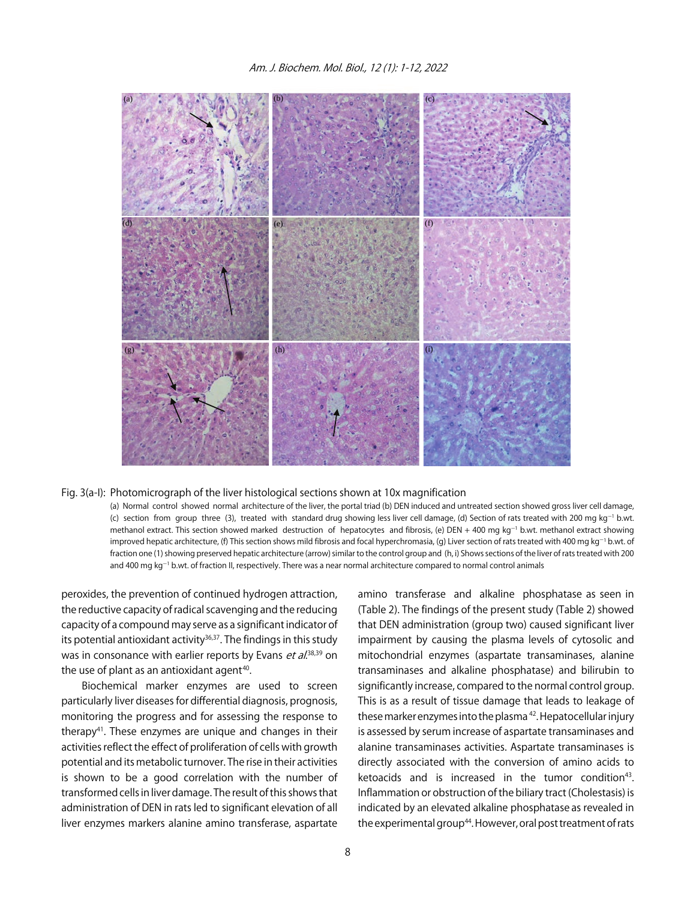Fig. 3(a-I): Photomicrograph of the liver histological sections shown at 10x magnification

(a) Normal control showed normal architecture of the liver, the portal triad (b) DEN induced and untreated section showed gross liver cell damage, (c) section from group three (3), treated with standard drug showing less liver cell damage, (d) Section of rats treated with 200 mg $kg^{-1}$ b.wt. methanol extract. This section showed marked destruction of hepatocytes and fibrosis, (e) DEN + 400 mg $kg^{-1}$ b.wt. methanol extract showing improved hepatic architecture, (f) This section shows mild fibrosis and focal hyperchromasia, (g) Liver section of rats treated with 400 mg $kg^{-1}$ b.wt. of fraction one (1) showing preserved hepatic architecture (arrow) similar to the control group and (h, i) Shows sections of the liver of rats treated with 200 and 400 mg $kg^{-1}$ b.wt. of fraction II, respectively. There was a near normal architecture compared to normal control animals

peroxides, the prevention of continued hydrogen attraction, the reductive capacity of radical scavenging and the reducing capacity of a compound may serve as a significant indicator of its potential antioxidant activity[36,37]. The findings in this study was in consonance with earlier reports by Evans *et al.*[38,39] on the use of plant as an antioxidant agent[40].

Biochemical marker enzymes are used to screen particularly liver diseases for differential diagnosis, prognosis, monitoring the progress and for assessing the response to therapy[41]. These enzymes are unique and changes in their activities reflect the effect of proliferation of cells with growth potential and its metabolic turnover. The rise in their activities is shown to be a good correlation with the number of transformed cells in liver damage. The result of this shows that administration of DEN in rats led to significant elevation of all liver enzymes markers alanine amino transferase, aspartate amino transferase and alkaline phosphatase as seen in (Table 2). The findings of the present study (Table 2) showed that DEN administration (group two) caused significant liver impairment by causing the plasma levels of cytosolic and mitochondrial enzymes (aspartate transaminases, alanine transaminases and alkaline phosphatase) and bilirubin to significantly increase, compared to the normal control group. This is as a result of tissue damage that leads to leakage of these marker enzymes into the plasma [42]. Hepatocellular injury is assessed by serum increase of aspartate transaminases and alanine transaminases activities. Aspartate transaminases is directly associated with the conversion of amino acids to ketoacids and is increased in the tumor condition[43]. Inflammation or obstruction of the biliary tract (Cholestasis) is indicated by an elevated alkaline phosphatase as revealed in the experimental group[44]. However, oral post treatment of rats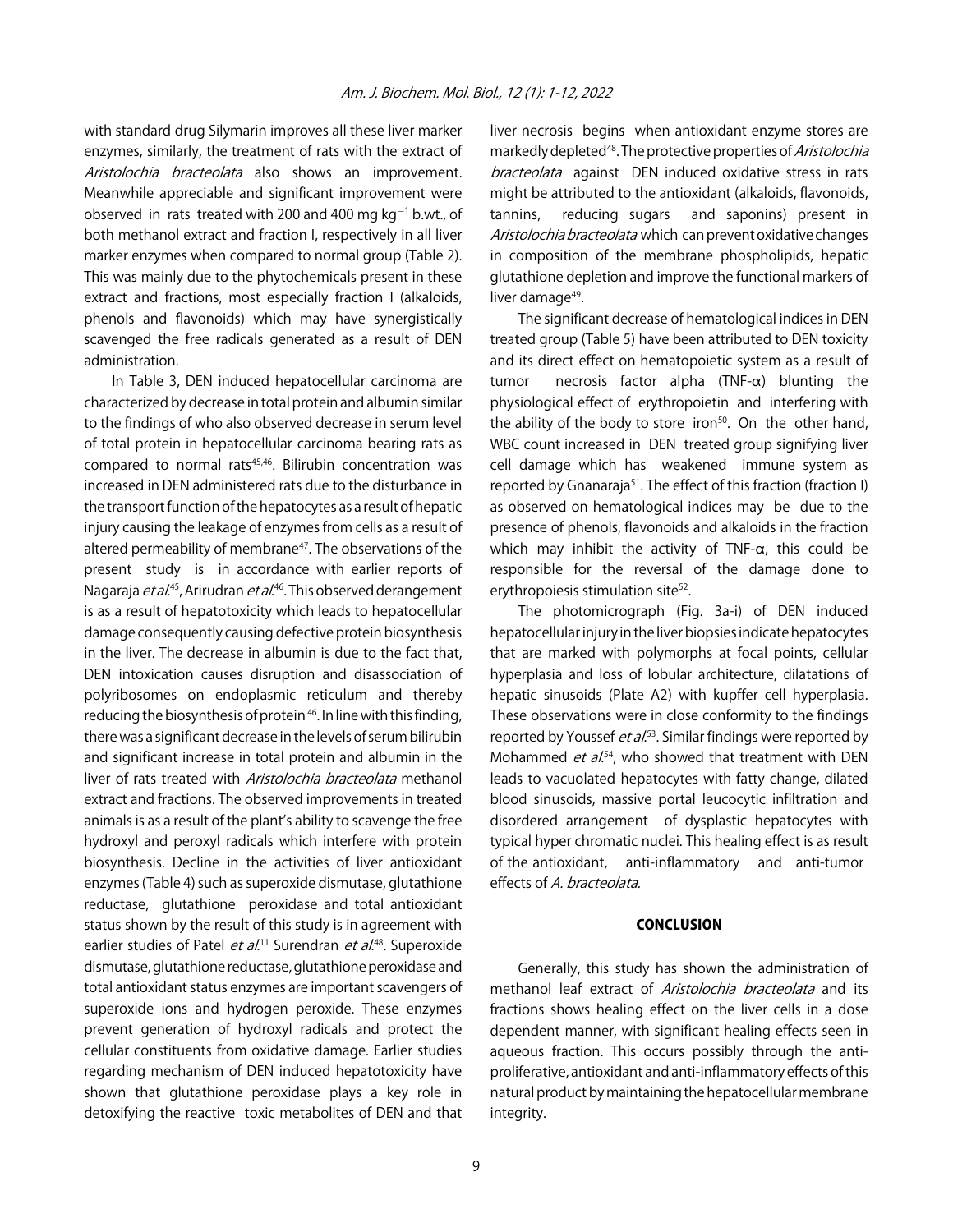with standard drug Silymarin improves all these liver marker enzymes, similarly, the treatment of rats with the extract of *Aristolochia bracteolata* also shows an improvement. Meanwhile appreciable and significant improvement were observed in rats treated with 200 and 400 mg $kg^{-1}$ b.wt., of both methanol extract and fraction I, respectively in all liver marker enzymes when compared to normal group (Table 2). This was mainly due to the phytochemicals present in these extract and fractions, most especially fraction I (alkaloids, phenols and flavonoids) which may have synergistically scavenged the free radicals generated as a result of DEN administration.

In Table 3, DEN induced hepatocellular carcinoma are characterized by decrease in total protein and albumin similar to the findings of who also observed decrease in serum level of total protein in hepatocellular carcinoma bearing rats as compared to normal rats[45,46]. Bilirubin concentration was increased in DEN administered rats due to the disturbance in the transport function of the hepatocytes as a result of hepatic injury causing the leakage of enzymes from cells as a result of altered permeability of membrane[47]. The observations of the present study is in accordance with earlier reports of Nagaraja *et al.*[45], Arirudran *et al.*[46]. This observed derangement is as a result of hepatotoxicity which leads to hepatocellular damage consequently causing defective protein biosynthesis in the liver. The decrease in albumin is due to the fact that, DEN intoxication causes disruption and disassociation of polyribosomes on endoplasmic reticulum and thereby reducing the biosynthesis of protein[46]. In line with this finding, there was a significant decrease in the levels of serum bilirubin and significant increase in total protein and albumin in the liver of rats treated with *Aristolochia bracteolata* methanol extract and fractions. The observed improvements in treated animals is as a result of the plant's ability to scavenge the free hydroxyl and peroxyl radicals which interfere with protein biosynthesis. Decline in the activities of liver antioxidant enzymes (Table 4) such as superoxide dismutase, glutathione reductase, glutathione peroxidase and total antioxidant status shown by the result of this study is in agreement with earlier studies of Patel *et al.*[11] Surendran *et al.*[48]. Superoxide dismutase, glutathione reductase, glutathione peroxidase and total antioxidant status enzymes are important scavengers of superoxide ions and hydrogen peroxide. These enzymes prevent generation of hydroxyl radicals and protect the cellular constituents from oxidative damage. Earlier studies regarding mechanism of DEN induced hepatotoxicity have shown that glutathione peroxidase plays a key role in detoxifying the reactive toxic metabolites of DEN and that liver necrosis begins when antioxidant enzyme stores are markedly depleted[48]. The protective properties of *Aristolochia bracteolata* against DEN induced oxidative stress in rats might be attributed to the antioxidant (alkaloids, flavonoids, tannins, reducing sugars and saponins) present in *Aristolochia bracteolata* which can prevent oxidative changes in composition of the membrane phospholipids, hepatic glutathione depletion and improve the functional markers of liver damage[49].

The significant decrease of hematological indices in DEN treated group (Table 5) have been attributed to DEN toxicity and its direct effect on hematopoietic system as a result of tumor necrosis factor alpha (TNF-α) blunting the physiological effect of erythropoietin and interfering with the ability of the body to store iron[50]. On the other hand, WBC count increased in DEN treated group signifying liver cell damage which has weakened immune system as reported by Gnanaraja[51]. The effect of this fraction (fraction I) as observed on hematological indices may be due to the presence of phenols, flavonoids and alkaloids in the fraction which may inhibit the activity of TNF-α, this could be responsible for the reversal of the damage done to erythropoiesis stimulation site[52].

The photomicrograph (Fig. 3a-i) of DEN induced hepatocellular injury in the liver biopsies indicate hepatocytes that are marked with polymorphs at focal points, cellular hyperplasia and loss of lobular architecture, dilatations of hepatic sinusoids (Plate A2) with kupffer cell hyperplasia. These observations were in close conformity to the findings reported by Youssef *et al.*[53]. Similar findings were reported by Mohammed *et al.*[54], who showed that treatment with DEN leads to vacuolated hepatocytes with fatty change, dilated blood sinusoids, massive portal leucocytic infiltration and disordered arrangement of dysplastic hepatocytes with typical hyper chromatic nuclei. This healing effect is as result of the antioxidant, anti-inflammatory and anti-tumor effects of *A. bracteolata.*

## CONCLUSION

Generally, this study has shown the administration of methanol leaf extract of *Aristolochia bracteolata* and its fractions shows healing effect on the liver cells in a dose dependent manner, with significant healing effects seen in aqueous fraction. This occurs possibly through the anti-proliferative, antioxidant and anti-inflammatory effects of this natural product by maintaining the hepatocellular membrane integrity.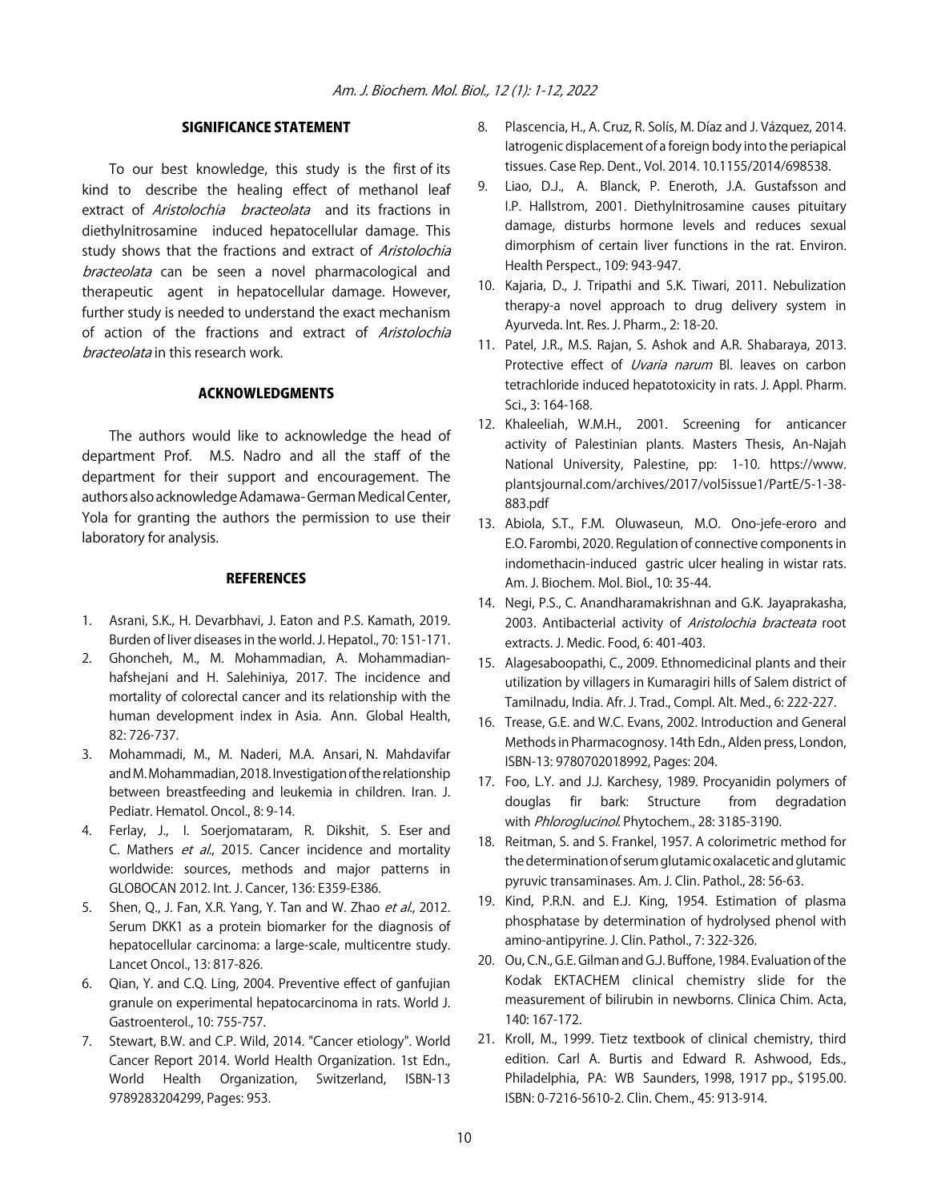## SIGNIFICANCE STATEMENT

To our best knowledge, this study is the first of its kind to describe the healing effect of methanol leaf extract of *Aristolochia bracteolata* and its fractions in diethylnitrosamine induced hepatocellular damage. This study shows that the fractions and extract of *Aristolochia bracteolata* can be seen a novel pharmacological and therapeutic agent in hepatocellular damage. However, further study is needed to understand the exact mechanism of action of the fractions and extract of *Aristolochia bracteolata* in this research work.

## ACKNOWLEDGMENTS

The authors would like to acknowledge the head of department Prof. M.S. Nadro and all the staff of the department for their support and encouragement. The authors also acknowledge Adamawa- German Medical Center, Yola for granting the authors the permission to use their laboratory for analysis.

## REFERENCES

1. Asrani, S.K., H. Devarbhavi, J. Eaton and P.S. Kamath, 2019. Burden of liver diseases in the world. J. Hepatol., 70: 151-171.
2. Ghoncheh, M., M. Mohammadian, A. Mohammadian-hafshejani and H. Salehiniya, 2017. The incidence and mortality of colorectal cancer and its relationship with the human development index in Asia. Ann. Global Health, 82: 726-737.
3. Mohammadi, M., M. Naderi, M.A. Ansari, N. Mahdavifar and M. Mohammadian, 2018. Investigation of the relationship between breastfeeding and leukemia in children. Iran. J. Pediatr. Hematol. Oncol., 8: 9-14.
4. Ferlay, J., I. Soerjomataram, R. Dikshit, S. Eser and C. Mathers *et al*., 2015. Cancer incidence and mortality worldwide: sources, methods and major patterns in GLOBOCAN 2012. Int. J. Cancer, 136: E359-E386.
5. Shen, Q., J. Fan, X.R. Yang, Y. Tan and W. Zhao *et al*., 2012. Serum DKK1 as a protein biomarker for the diagnosis of hepatocellular carcinoma: a large-scale, multicentre study. Lancet Oncol., 13: 817-826.
6. Qian, Y. and C.Q. Ling, 2004. Preventive effect of ganfujian granule on experimental hepatocarcinoma in rats. World J. Gastroenterol., 10: 755-757.
7. Stewart, B.W. and C.P. Wild, 2014. "Cancer etiology". World Cancer Report 2014. World Health Organization. 1st Edn., World Health Organization, Switzerland, ISBN-13 9789283204299, Pages: 953.
8. Plascencia, H., A. Cruz, R. Solís, M. Díaz and J. Vázquez, 2014. Iatrogenic displacement of a foreign body into the periapical tissues. Case Rep. Dent., Vol. 2014. 10.1155/2014/698538.
9. Liao, D.J., A. Blanck, P. Eneroth, J.A. Gustafsson and I.P. Hallstrom, 2001. Diethylnitrosamine causes pituitary damage, disturbs hormone levels and reduces sexual dimorphism of certain liver functions in the rat. Environ. Health Perspect., 109: 943-947.
10. Kajaria, D., J. Tripathi and S.K. Tiwari, 2011. Nebulization therapy-a novel approach to drug delivery system in Ayurveda. Int. Res. J. Pharm., 2: 18-20.
11. Patel, J.R., M.S. Rajan, S. Ashok and A.R. Shabaraya, 2013. Protective effect of *Uvaria narum* Bl. leaves on carbon tetrachloride induced hepatotoxicity in rats. J. Appl. Pharm. Sci., 3: 164-168.
12. Khaleeliah, W.M.H., 2001. Screening for anticancer activity of Palestinian plants. Masters Thesis, An-Najah National University, Palestine, pp: 1-10. https://www.plantsjournal.com/archives/2017/vol5issue1/PartE/5-1-38-883.pdf
13. Abiola, S.T., F.M. Oluwaseun, M.O. Ono-jefe-eroro and E.O. Farombi, 2020. Regulation of connective components in indomethacin-induced gastric ulcer healing in wistar rats. Am. J. Biochem. Mol. Biol., 10: 35-44.
14. Negi, P.S., C. Anandharamakrishnan and G.K. Jayaprakasha, 2003. Antibacterial activity of *Aristolochia bracteata* root extracts. J. Medic. Food, 6: 401-403.
15. Alagesaboopathi, C., 2009. Ethnomedicinal plants and their utilization by villagers in Kumaragiri hills of Salem district of Tamilnadu, India. Afr. J. Trad., Compl. Alt. Med., 6: 222-227.
16. Trease, G.E. and W.C. Evans, 2002. Introduction and General Methods in Pharmacognosy. 14th Edn., Alden press, London, ISBN-13: 9780702018992, Pages: 204.
17. Foo, L.Y. and J.J. Karchesy, 1989. Procyanidin polymers of douglas fir bark: Structure from degradation with *Phloroglucinol*. Phytochem., 28: 3185-3190.
18. Reitman, S. and S. Frankel, 1957. A colorimetric method for the determination of serum glutamic oxalacetic and glutamic pyruvic transaminases. Am. J. Clin. Pathol., 28: 56-63.
19. Kind, P.R.N. and E.J. King, 1954. Estimation of plasma phosphatase by determination of hydrolysed phenol with amino-antipyrine. J. Clin. Pathol., 7: 322-326.
20. Ou, C.N., G.E. Gilman and G.J. Buffone, 1984. Evaluation of the Kodak EKTACHEM clinical chemistry slide for the measurement of bilirubin in newborns. Clinica Chim. Acta, 140: 167-172.
21. Kroll, M., 1999. Tietz textbook of clinical chemistry, third edition. Carl A. Burtis and Edward R. Ashwood, Eds., Philadelphia, PA: WB Saunders, 1998, 1917 pp., $195.00. ISBN: 0-7216-5610-2. Clin. Chem., 45: 913-914.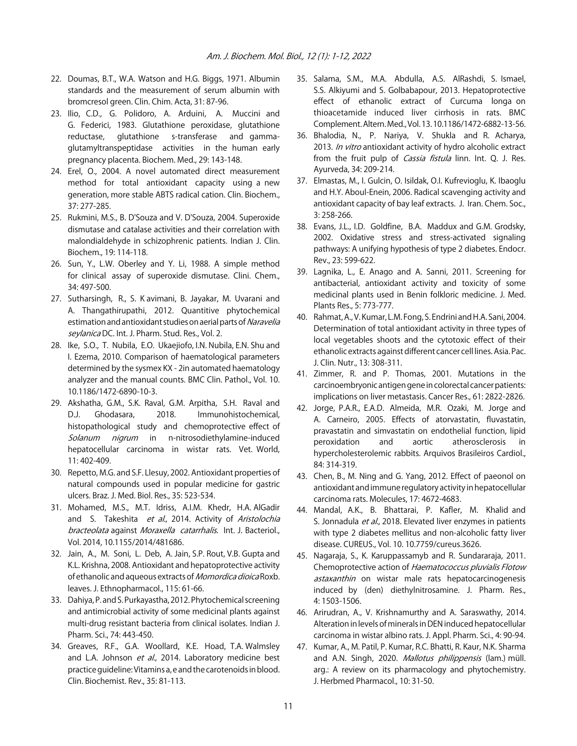22. Doumas, B.T., W.A. Watson and H.G. Biggs, 1971. Albumin standards and the measurement of serum albumin with bromcresol green. Clin. Chim. Acta, 31: 87-96.
23. Ilio, C.D., G. Polidoro, A. Arduini, A. Muccini and G. Federici, 1983. Glutathione peroxidase, glutathione reductase, glutathione s-transferase and gamma-glutamyltranspeptidase activities in the human early pregnancy placenta. Biochem. Med., 29: 143-148.
24. Erel, O., 2004. A novel automated direct measurement method for total antioxidant capacity using a new generation, more stable ABTS radical cation. Clin. Biochem., 37: 277-285.
25. Rukmini, M.S., B. D'Souza and V. D'Souza, 2004. Superoxide dismutase and catalase activities and their correlation with malondialdehyde in schizophrenic patients. Indian J. Clin. Biochem., 19: 114-118.
26. Sun, Y., L.W. Oberley and Y. Li, 1988. A simple method for clinical assay of superoxide dismutase. Clini. Chem., 34: 497-500.
27. Sutharsingh, R., S. K avimani, B. Jayakar, M. Uvarani and A. Thangathirupathi, 2012. Quantitive phytochemical estimation and antioxidant studies on aerial parts of *Naravelia seylanica* DC. Int. J. Pharm. Stud. Res., Vol. 2.
28. Ike, S.O., T. Nubila, E.O. Ukaejiofo, I.N. Nubila, E.N. Shu and I. Ezema, 2010. Comparison of haematological parameters determined by the sysmex KX - 2in automated haematology analyzer and the manual counts. BMC Clin. Pathol., Vol. 10. 10.1186/1472-6890-10-3.
29. Akshatha, G.M., S.K. Raval, G.M. Arpitha, S.H. Raval and D.J. Ghodasara, 2018. Immunohistochemical, histopathological study and chemoprotective effect of *Solanum nigrum* in n-nitrosodiethylamine-induced hepatocellular carcinoma in wistar rats. Vet. World, 11: 402-409.
30. Repetto, M.G. and S.F. Llesuy, 2002. Antioxidant properties of natural compounds used in popular medicine for gastric ulcers. Braz. J. Med. Biol. Res., 35: 523-534.
31. Mohamed, M.S., M.T. Idriss, A.I.M. Khedr, H.A. AlGadir and S. Takeshita *et al*., 2014. Activity of *Aristolochia bracteolata* against *Moraxella catarrhalis*. Int. J. Bacteriol., Vol. 2014, 10.1155/2014/481686.
32. Jain, A., M. Soni, L. Deb, A. Jain, S.P. Rout, V.B. Gupta and K.L. Krishna, 2008. Antioxidant and hepatoprotective activity of ethanolic and aqueous extracts of *Momordica dioica* Roxb. leaves. J. Ethnopharmacol., 115: 61-66.
33. Dahiya, P. and S. Purkayastha, 2012. Phytochemical screening and antimicrobial activity of some medicinal plants against multi-drug resistant bacteria from clinical isolates. Indian J. Pharm. Sci., 74: 443-450.
34. Greaves, R.F., G.A. Woollard, K.E. Hoad, T.A. Walmsley and L.A. Johnson *et al*., 2014. Laboratory medicine best practice guideline: Vitamins a, e and the carotenoids in blood. Clin. Biochemist. Rev., 35: 81-113.
35. Salama, S.M., M.A. Abdulla, A.S. AlRashdi, S. Ismael, S.S. Alkiyumi and S. Golbabapour, 2013. Hepatoprotective effect of ethanolic extract of Curcuma longa on thioacetamide induced liver cirrhosis in rats. BMC Complement. Altern. Med., Vol. 13. 10.1186/1472-6882-13-56.
36. Bhalodia, N., P. Nariya, V. Shukla and R. Acharya, 2013. *In vitro* antioxidant activity of hydro alcoholic extract from the fruit pulp of *Cassia fistula* linn. Int. Q. J. Res. Ayurveda, 34: 209-214.
37. Elmastas, M., I. Gulcin, O. Isildak, O.I. Kufrevioglu, K. Ibaoglu and H.Y. Aboul-Enein, 2006. Radical scavenging activity and antioxidant capacity of bay leaf extracts. J. Iran. Chem. Soc., 3: 258-266.
38. Evans, J.L., I.D. Goldfine, B.A. Maddux and G.M. Grodsky, 2002. Oxidative stress and stress-activated signaling pathways: A unifying hypothesis of type 2 diabetes. Endocr. Rev., 23: 599-622.
39. Lagnika, L., E. Anago and A. Sanni, 2011. Screening for antibacterial, antioxidant activity and toxicity of some medicinal plants used in Benin folkloric medicine. J. Med. Plants Res., 5: 773-777.
40. Rahmat, A., V. Kumar, L.M. Fong, S. Endrini and H.A. Sani, 2004. Determination of total antioxidant activity in three types of local vegetables shoots and the cytotoxic effect of their ethanolic extracts against different cancer cell lines. Asia. Pac. J. Clin. Nutr., 13: 308-311.
41. Zimmer, R. and P. Thomas, 2001. Mutations in the carcinoembryonic antigen gene in colorectal cancer patients: implications on liver metastasis. Cancer Res., 61: 2822-2826.
42. Jorge, P.A.R., E.A.D. Almeida, M.R. Ozaki, M. Jorge and A. Carneiro, 2005. Effects of atorvastatin, fluvastatin, pravastatin and simvastatin on endothelial function, lipid peroxidation and aortic atherosclerosis in hypercholesterolemic rabbits. Arquivos Brasileiros Cardiol., 84: 314-319.
43. Chen, B., M. Ning and G. Yang, 2012. Effect of paeonol on antioxidant and immune regulatory activity in hepatocellular carcinoma rats. Molecules, 17: 4672-4683.
44. Mandal, A.K., B. Bhattarai, P. Kafler, M. Khalid and S. Jonnadula *et al*., 2018. Elevated liver enzymes in patients with type 2 diabetes mellitus and non-alcoholic fatty liver disease. CUREUS., Vol. 10. 10.7759/cureus.3626.
45. Nagaraja, S., K. Karuppassamyb and R. Sundararaja, 2011. Chemoprotective action of *Haematococcus pluvialis Flotow astaxanthin* on wistar male rats hepatocarcinogenesis induced by (den) diethylnitrosamine. J. Pharm. Res., 4: 1503-1506.
46. Arirudran, A., V. Krishnamurthy and A. Saraswathy, 2014. Alteration in levels of minerals in DEN induced hepatocellular carcinoma in wistar albino rats. J. Appl. Pharm. Sci., 4: 90-94.
47. Kumar, A., M. Patil, P. Kumar, R.C. Bhatti, R. Kaur, N.K. Sharma and A.N. Singh, 2020. *Mallotus philippensis* (lam.) müll. arg.: A review on its pharmacology and phytochemistry. J. Herbmed Pharmacol., 10: 31-50.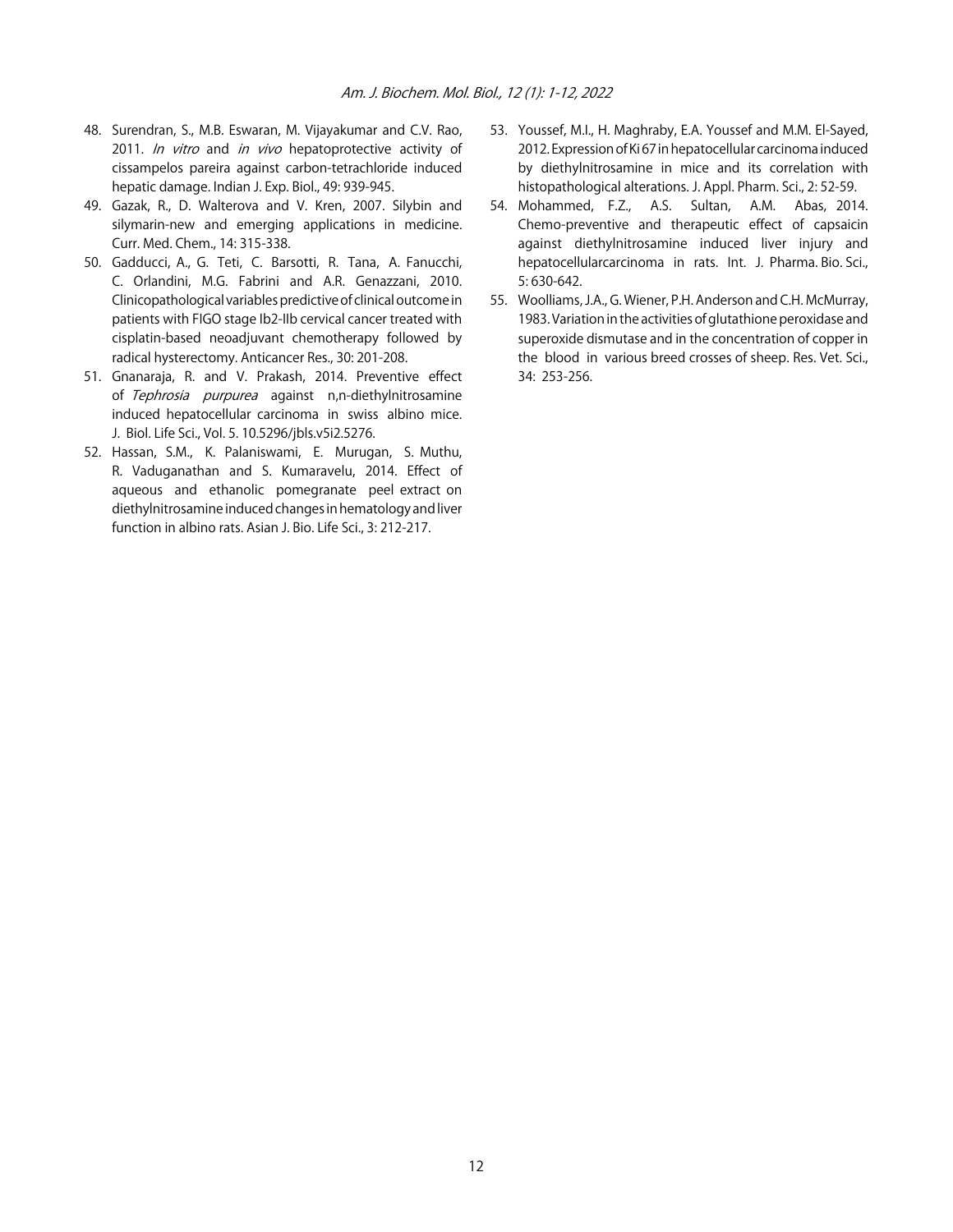48. Surendran, S., M.B. Eswaran, M. Vijayakumar and C.V. Rao, 2011. *In vitro* and *in vivo* hepatoprotective activity of cissampelos pareira against carbon-tetrachloride induced hepatic damage. Indian J. Exp. Biol., 49: 939-945.
49. Gazak, R., D. Walterova and V. Kren, 2007. Silybin and silymarin-new and emerging applications in medicine. Curr. Med. Chem., 14: 315-338.
50. Gadducci, A., G. Teti, C. Barsotti, R. Tana, A. Fanucchi, C. Orlandini, M.G. Fabrini and A.R. Genazzani, 2010. Clinicopathological variables predictive of clinical outcome in patients with FIGO stage Ib2-IIb cervical cancer treated with cisplatin-based neoadjuvant chemotherapy followed by radical hysterectomy. Anticancer Res., 30: 201-208.
51. Gnanaraja, R. and V. Prakash, 2014. Preventive effect of *Tephrosia purpurea* against n,n-diethylnitrosamine induced hepatocellular carcinoma in swiss albino mice. J. Biol. Life Sci., Vol. 5. 10.5296/jbls.v5i2.5276.
52. Hassan, S.M., K. Palaniswami, E. Murugan, S. Muthu, R. Vaduganathan and S. Kumaravelu, 2014. Effect of aqueous and ethanolic pomegranate peel extract on diethylnitrosamine induced changes in hematology and liver function in albino rats. Asian J. Bio. Life Sci., 3: 212-217.
53. Youssef, M.I., H. Maghraby, E.A. Youssef and M.M. El-Sayed, 2012. Expression of Ki 67 in hepatocellular carcinoma induced by diethylnitrosamine in mice and its correlation with histopathological alterations. J. Appl. Pharm. Sci., 2: 52-59.
54. Mohammed, F.Z., A.S. Sultan, A.M. Abas, 2014. Chemo-preventive and therapeutic effect of capsaicin against diethylnitrosamine induced liver injury and hepatocellularcarcinoma in rats. Int. J. Pharma. Bio. Sci., 5: 630-642.
55. Woolliams, J.A., G. Wiener, P.H. Anderson and C.H. McMurray, 1983. Variation in the activities of glutathione peroxidase and superoxide dismutase and in the concentration of copper in the blood in various breed crosses of sheep. Res. Vet. Sci., 34: 253-256.